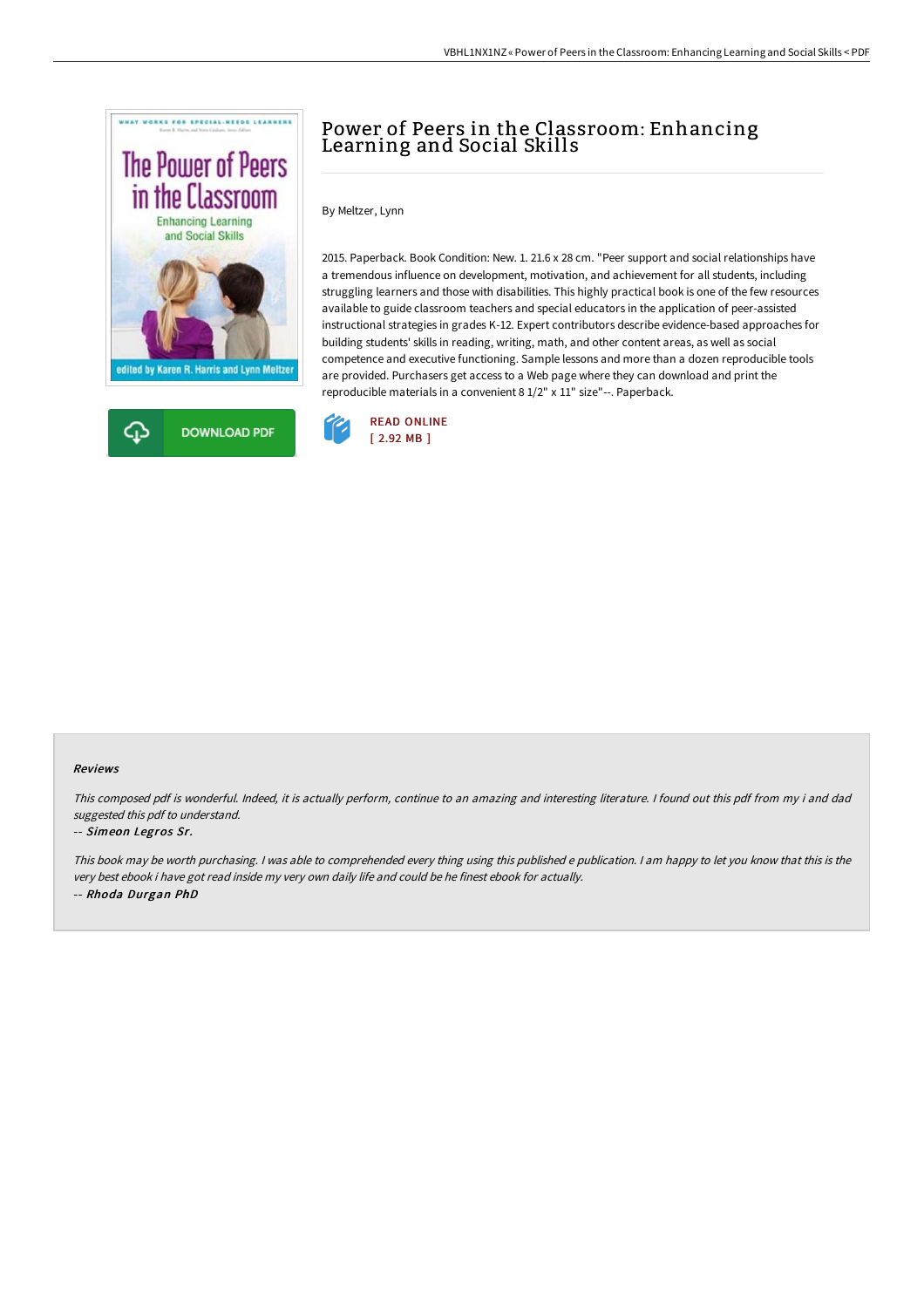# Power of Peers in the Classroom: Enhancing Learning and Social Skills

By Meltzer, Lynn

2015. Paperback. Book Condition: New. 1. 21.6 x 28 cm. "Peer support and social relationships have a tremendous influence on development, motivation, and achievement for all students, including struggling learners and those with disabilities. This highly practical book is one of the few resources available to guide classroom teachers and special educators in the application of peer-assisted instructional strategies in grades K-12. Expert contributors describe evidence-based approaches for building students' skills in reading, writing, math, and other content areas, as well as social competence and executive functioning. Sample lessons and more than a dozen reproducible tools are provided. Purchasers get access to a Web page where they can download and print the reproducible materials in a convenient 8 1/2" x 11" size"--. Paperback.

DOWNLOAD PDF

READ ONLINE
[ 2.92 MB ]

## Reviews

*This composed pdf is wonderful. Indeed, it is actually perform, continue to an amazing and interesting literature. I found out this pdf from my i and dad suggested this pdf to understand.*

-- ***Simeon Legros Sr.***

*This book may be worth purchasing. I was able to comprehended every thing using this published e publication. I am happy to let you know that this is the very best ebook i have got read inside my very own daily life and could be he finest ebook for actually.*

-- ***Rhoda Durgan PhD***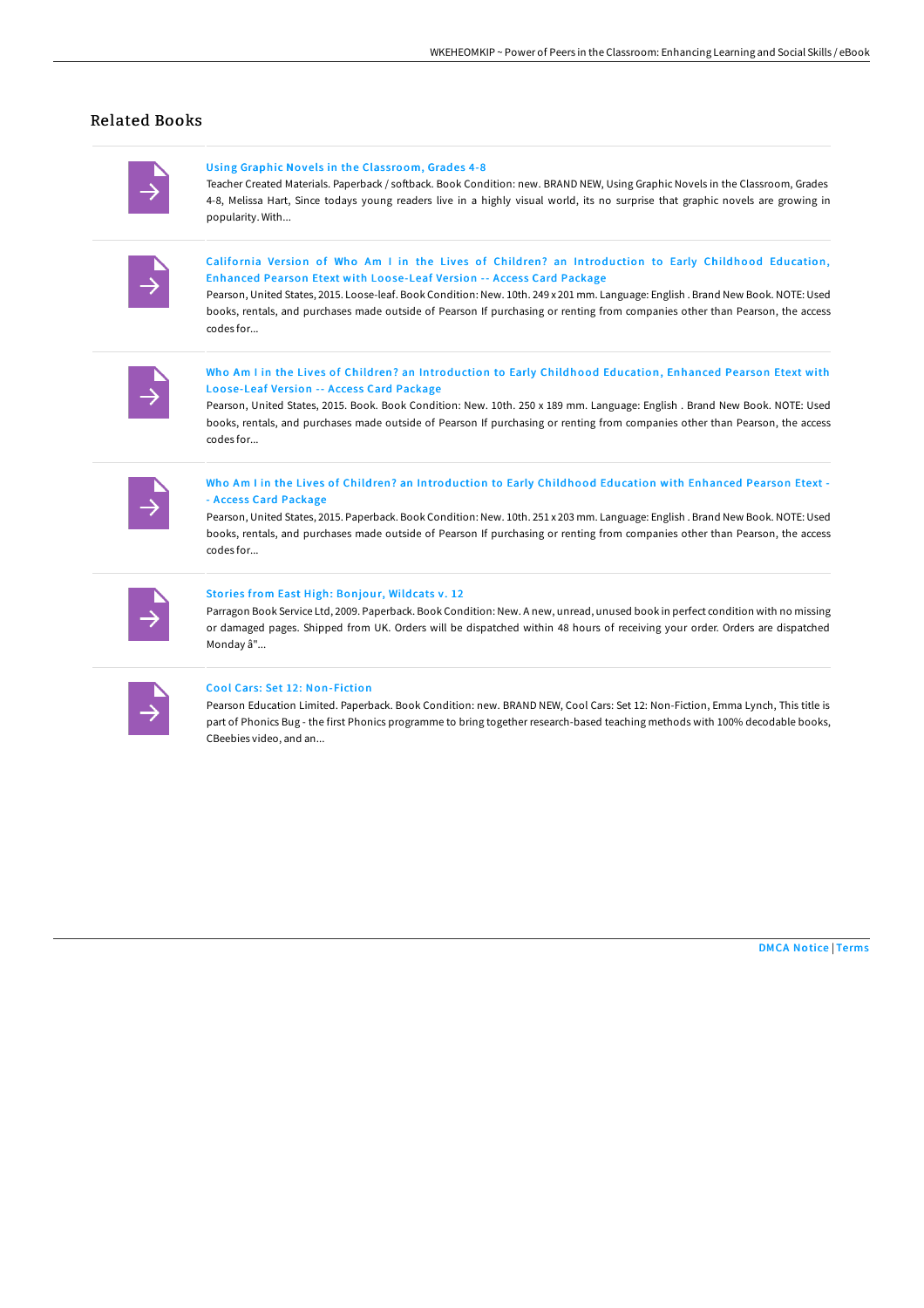## Related Books

### Using Graphic Novels in the Classroom, Grades 4-8

Teacher Created Materials. Paperback / softback. Book Condition: new. BRAND NEW, Using Graphic Novels in the Classroom, Grades 4-8, Melissa Hart, Since todays young readers live in a highly visual world, its no surprise that graphic novels are growing in popularity. With...

### California Version of Who Am I in the Lives of Children? an Introduction to Early Childhood Education, Enhanced Pearson Etext with Loose-Leaf Version -- Access Card Package

Pearson, United States, 2015. Loose-leaf. Book Condition: New. 10th. 249 x 201 mm. Language: English . Brand New Book. NOTE: Used books, rentals, and purchases made outside of Pearson If purchasing or renting from companies other than Pearson, the access codes for...

### Who Am I in the Lives of Children? an Introduction to Early Childhood Education, Enhanced Pearson Etext with Loose-Leaf Version -- Access Card Package

Pearson, United States, 2015. Book. Book Condition: New. 10th. 250 x 189 mm. Language: English . Brand New Book. NOTE: Used books, rentals, and purchases made outside of Pearson If purchasing or renting from companies other than Pearson, the access codes for...

### Who Am I in the Lives of Children? an Introduction to Early Childhood Education with Enhanced Pearson Etext -- Access Card Package

Pearson, United States, 2015. Paperback. Book Condition: New. 10th. 251 x 203 mm. Language: English . Brand New Book. NOTE: Used books, rentals, and purchases made outside of Pearson If purchasing or renting from companies other than Pearson, the access codes for...

### Stories from East High: Bonjour, Wildcats v. 12

Parragon Book Service Ltd, 2009. Paperback. Book Condition: New. A new, unread, unused book in perfect condition with no missing or damaged pages. Shipped from UK. Orders will be dispatched within 48 hours of receiving your order. Orders are dispatched Monday â"...

### Cool Cars: Set 12: Non-Fiction

Pearson Education Limited. Paperback. Book Condition: new. BRAND NEW, Cool Cars: Set 12: Non-Fiction, Emma Lynch, This title is part of Phonics Bug - the first Phonics programme to bring together research-based teaching methods with 100% decodable books, CBeebies video, and an...

DMCA Notice | Terms